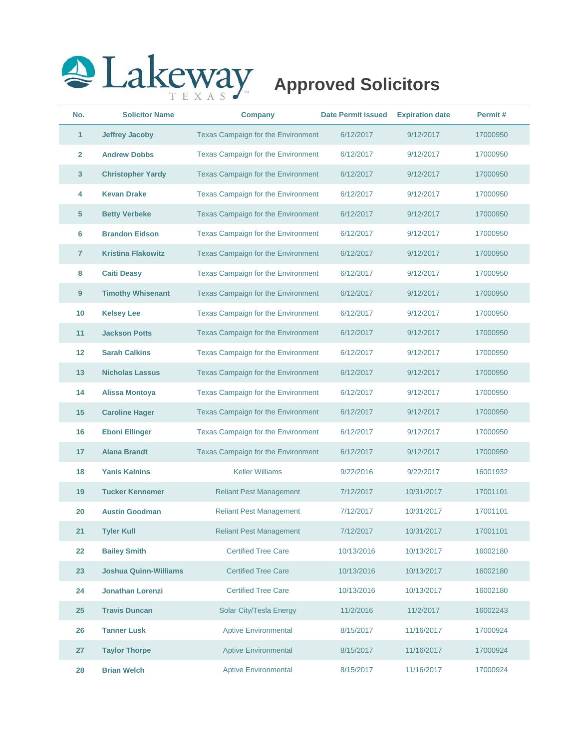Lakeway TEXAS

# Approved Solicitors

| No. | Solicitor Name | Company | Date Permit issued | Expiration date | Permit # |
|---|---|---|---|---|---|
| 1 | **Jeffrey Jacoby** | Texas Campaign for the Environment | 6/12/2017 | 9/12/2017 | 17000950 |
| 2 | **Andrew Dobbs** | Texas Campaign for the Environment | 6/12/2017 | 9/12/2017 | 17000950 |
| 3 | **Christopher Yardy** | Texas Campaign for the Environment | 6/12/2017 | 9/12/2017 | 17000950 |
| 4 | **Kevan Drake** | Texas Campaign for the Environment | 6/12/2017 | 9/12/2017 | 17000950 |
| 5 | **Betty Verbeke** | Texas Campaign for the Environment | 6/12/2017 | 9/12/2017 | 17000950 |
| 6 | **Brandon Eidson** | Texas Campaign for the Environment | 6/12/2017 | 9/12/2017 | 17000950 |
| 7 | **Kristina Flakowitz** | Texas Campaign for the Environment | 6/12/2017 | 9/12/2017 | 17000950 |
| 8 | **Caiti Deasy** | Texas Campaign for the Environment | 6/12/2017 | 9/12/2017 | 17000950 |
| 9 | **Timothy Whisenant** | Texas Campaign for the Environment | 6/12/2017 | 9/12/2017 | 17000950 |
| 10 | **Kelsey Lee** | Texas Campaign for the Environment | 6/12/2017 | 9/12/2017 | 17000950 |
| 11 | **Jackson Potts** | Texas Campaign for the Environment | 6/12/2017 | 9/12/2017 | 17000950 |
| 12 | **Sarah Calkins** | Texas Campaign for the Environment | 6/12/2017 | 9/12/2017 | 17000950 |
| 13 | **Nicholas Lassus** | Texas Campaign for the Environment | 6/12/2017 | 9/12/2017 | 17000950 |
| 14 | **Alissa Montoya** | Texas Campaign for the Environment | 6/12/2017 | 9/12/2017 | 17000950 |
| 15 | **Caroline Hager** | Texas Campaign for the Environment | 6/12/2017 | 9/12/2017 | 17000950 |
| 16 | **Eboni Ellinger** | Texas Campaign for the Environment | 6/12/2017 | 9/12/2017 | 17000950 |
| 17 | **Alana Brandt** | Texas Campaign for the Environment | 6/12/2017 | 9/12/2017 | 17000950 |
| 18 | **Yanis Kalnins** | Keller Williams | 9/22/2016 | 9/22/2017 | 16001932 |
| 19 | **Tucker Kennemer** | Reliant Pest Management | 7/12/2017 | 10/31/2017 | 17001101 |
| 20 | **Austin Goodman** | Reliant Pest Management | 7/12/2017 | 10/31/2017 | 17001101 |
| 21 | **Tyler Kull** | Reliant Pest Management | 7/12/2017 | 10/31/2017 | 17001101 |
| 22 | **Bailey Smith** | Certified Tree Care | 10/13/2016 | 10/13/2017 | 16002180 |
| 23 | **Joshua Quinn-Williams** | Certified Tree Care | 10/13/2016 | 10/13/2017 | 16002180 |
| 24 | **Jonathan Lorenzi** | Certified Tree Care | 10/13/2016 | 10/13/2017 | 16002180 |
| 25 | **Travis Duncan** | Solar City/Tesla Energy | 11/2/2016 | 11/2/2017 | 16002243 |
| 26 | **Tanner Lusk** | Aptive Environmental | 8/15/2017 | 11/16/2017 | 17000924 |
| 27 | **Taylor Thorpe** | Aptive Environmental | 8/15/2017 | 11/16/2017 | 17000924 |
| 28 | **Brian Welch** | Aptive Environmental | 8/15/2017 | 11/16/2017 | 17000924 |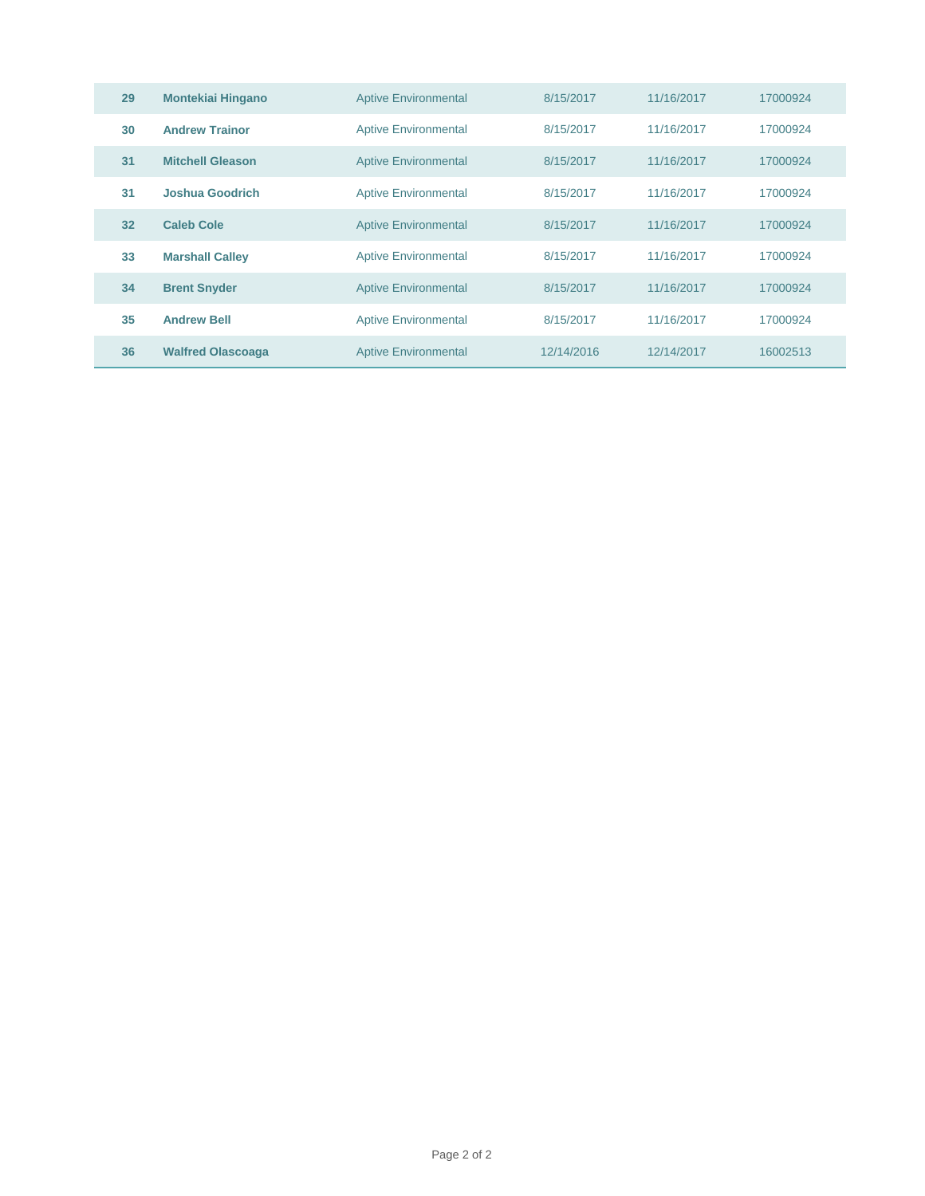| | | | | | |
|---|---|---|---|---|---|
| **29** | **Montekiai Hingano** | Aptive Environmental | 8/15/2017 | 11/16/2017 | 17000924 |
| **30** | **Andrew Trainor** | Aptive Environmental | 8/15/2017 | 11/16/2017 | 17000924 |
| **31** | **Mitchell Gleason** | Aptive Environmental | 8/15/2017 | 11/16/2017 | 17000924 |
| **31** | **Joshua Goodrich** | Aptive Environmental | 8/15/2017 | 11/16/2017 | 17000924 |
| **32** | **Caleb Cole** | Aptive Environmental | 8/15/2017 | 11/16/2017 | 17000924 |
| **33** | **Marshall Calley** | Aptive Environmental | 8/15/2017 | 11/16/2017 | 17000924 |
| **34** | **Brent Snyder** | Aptive Environmental | 8/15/2017 | 11/16/2017 | 17000924 |
| **35** | **Andrew Bell** | Aptive Environmental | 8/15/2017 | 11/16/2017 | 17000924 |
| **36** | **Walfred Olascoaga** | Aptive Environmental | 12/14/2016 | 12/14/2017 | 16002513 |